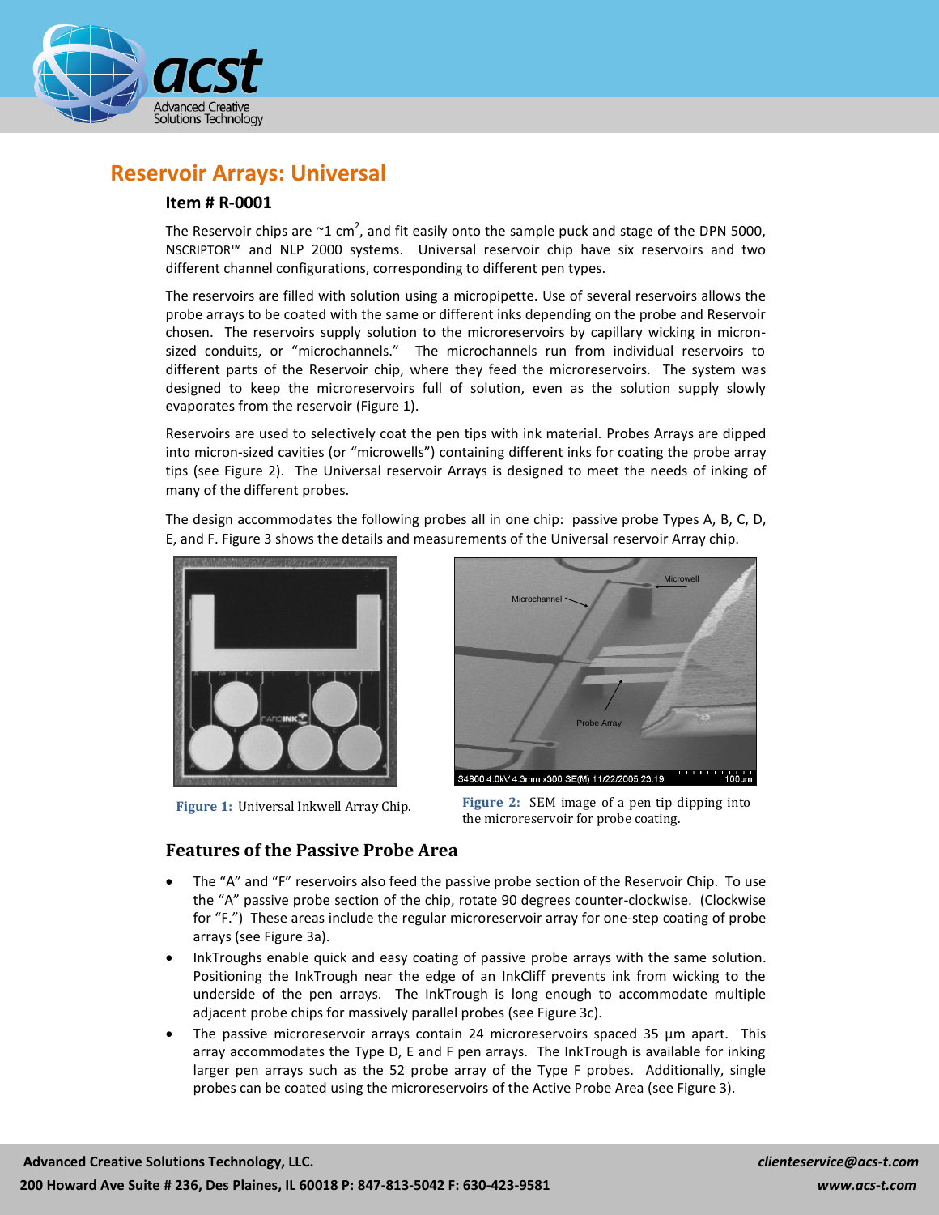# Reservoir Arrays: Universal

## Item # R-0001

The Reservoir chips are ~1 cm$^2$, and fit easily onto the sample puck and stage of the DPN 5000, NSCRIPTOR™ and NLP 2000 systems. Universal reservoir chip have six reservoirs and two different channel configurations, corresponding to different pen types.

The reservoirs are filled with solution using a micropipette. Use of several reservoirs allows the probe arrays to be coated with the same or different inks depending on the probe and Reservoir chosen. The reservoirs supply solution to the microreservoirs by capillary wicking in micron-sized conduits, or "microchannels." The microchannels run from individual reservoirs to different parts of the Reservoir chip, where they feed the microreservoirs. The system was designed to keep the microreservoirs full of solution, even as the solution supply slowly evaporates from the reservoir (Figure 1).

Reservoirs are used to selectively coat the pen tips with ink material. Probes Arrays are dipped into micron-sized cavities (or "microwells") containing different inks for coating the probe array tips (see Figure 2). The Universal reservoir Arrays is designed to meet the needs of inking of many of the different probes.

The design accommodates the following probes all in one chip: passive probe Types A, B, C, D, E, and F. Figure 3 shows the details and measurements of the Universal reservoir Array chip.

**Figure 1:** Universal Inkwell Array Chip.

**Figure 2:** SEM image of a pen tip dipping into the microreservoir for probe coating.

### Features of the Passive Probe Area

- The "A" and "F" reservoirs also feed the passive probe section of the Reservoir Chip. To use the "A" passive probe section of the chip, rotate 90 degrees counter-clockwise. (Clockwise for "F.") These areas include the regular microreservoir array for one-step coating of probe arrays (see Figure 3a).
- InkTroughs enable quick and easy coating of passive probe arrays with the same solution. Positioning the InkTrough near the edge of an InkCliff prevents ink from wicking to the underside of the pen arrays. The InkTrough is long enough to accommodate multiple adjacent probe chips for massively parallel probes (see Figure 3c).
- The passive microreservoir arrays contain 24 microreservoirs spaced 35 µm apart. This array accommodates the Type D, E and F pen arrays. The InkTrough is available for inking larger pen arrays such as the 52 probe array of the Type F probes. Additionally, single probes can be coated using the microreservoirs of the Active Probe Area (see Figure 3).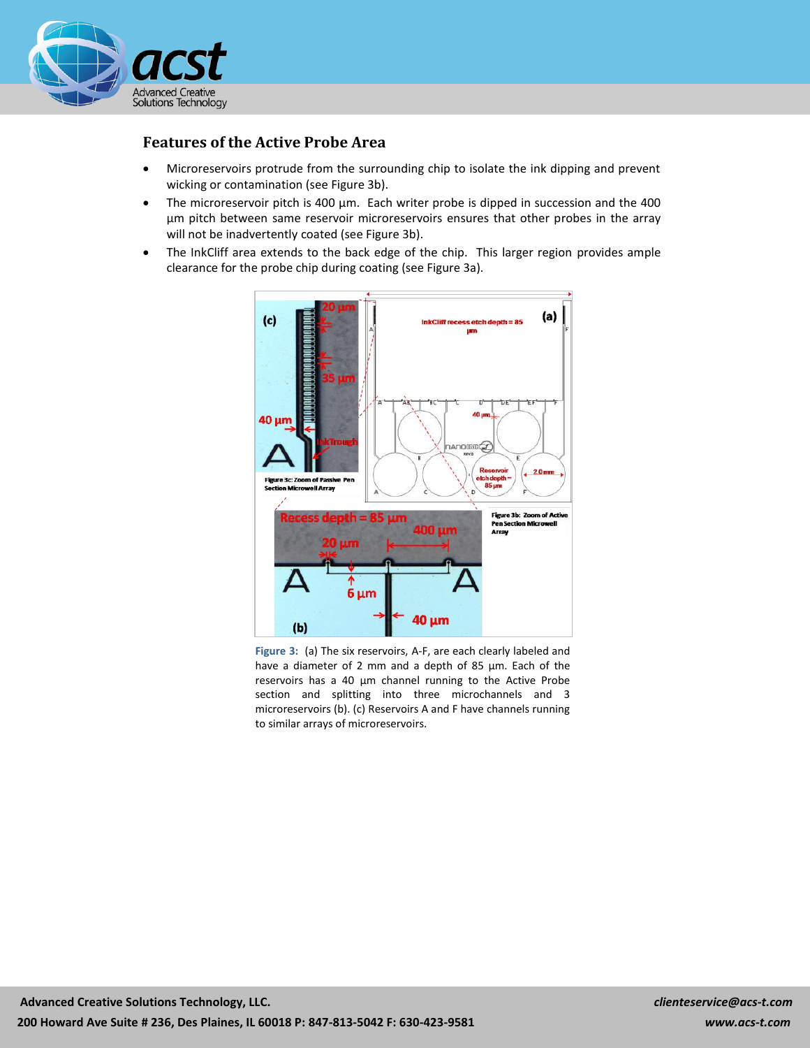## Features of the Active Probe Area

- Microreservoirs protrude from the surrounding chip to isolate the ink dipping and prevent wicking or contamination (see Figure 3b).
- The microreservoir pitch is 400 µm. Each writer probe is dipped in succession and the 400 µm pitch between same reservoir microreservoirs ensures that other probes in the array will not be inadvertently coated (see Figure 3b).
- The InkCliff area extends to the back edge of the chip. This larger region provides ample clearance for the probe chip during coating (see Figure 3a).

**Figure 3:** (a) The six reservoirs, A-F, are each clearly labeled and have a diameter of 2 mm and a depth of 85 µm. Each of the reservoirs has a 40 µm channel running to the Active Probe section and splitting into three microchannels and 3 microreservoirs (b). (c) Reservoirs A and F have channels running to similar arrays of microreservoirs.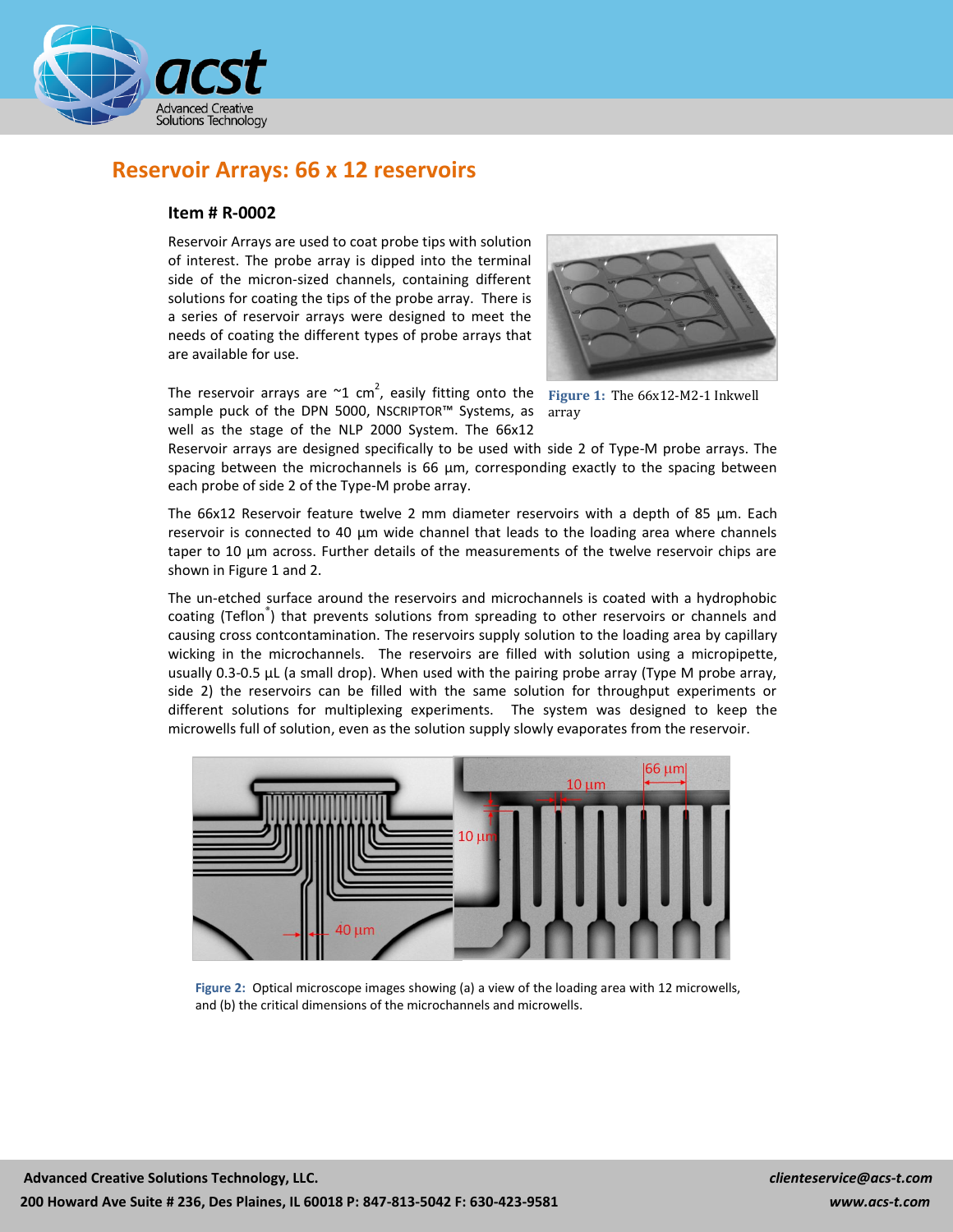# Reservoir Arrays: 66 x 12 reservoirs

## Item # R-0002

Reservoir Arrays are used to coat probe tips with solution of interest. The probe array is dipped into the terminal side of the micron-sized channels, containing different solutions for coating the tips of the probe array. There is a series of reservoir arrays were designed to meet the needs of coating the different types of probe arrays that are available for use.

**Figure 1:** The 66x12-M2-1 Inkwell array

The reservoir arrays are ~1 $cm^2$, easily fitting onto the sample puck of the DPN 5000, NSCRIPTOR™ Systems, as well as the stage of the NLP 2000 System. The 66x12 Reservoir arrays are designed specifically to be used with side 2 of Type-M probe arrays. The spacing between the microchannels is 66 µm, corresponding exactly to the spacing between each probe of side 2 of the Type-M probe array.

The 66x12 Reservoir feature twelve 2 mm diameter reservoirs with a depth of 85 µm. Each reservoir is connected to 40 µm wide channel that leads to the loading area where channels taper to 10 µm across. Further details of the measurements of the twelve reservoir chips are shown in Figure 1 and 2.

The un-etched surface around the reservoirs and microchannels is coated with a hydrophobic coating (Teflon®) that prevents solutions from spreading to other reservoirs or channels and causing cross contcontamination. The reservoirs supply solution to the loading area by capillary wicking in the microchannels. The reservoirs are filled with solution using a micropipette, usually 0.3-0.5 µL (a small drop). When used with the pairing probe array (Type M probe array, side 2) the reservoirs can be filled with the same solution for throughput experiments or different solutions for multiplexing experiments. The system was designed to keep the microwells full of solution, even as the solution supply slowly evaporates from the reservoir.

**Figure 2:** Optical microscope images showing (a) a view of the loading area with 12 microwells, and (b) the critical dimensions of the microchannels and microwells.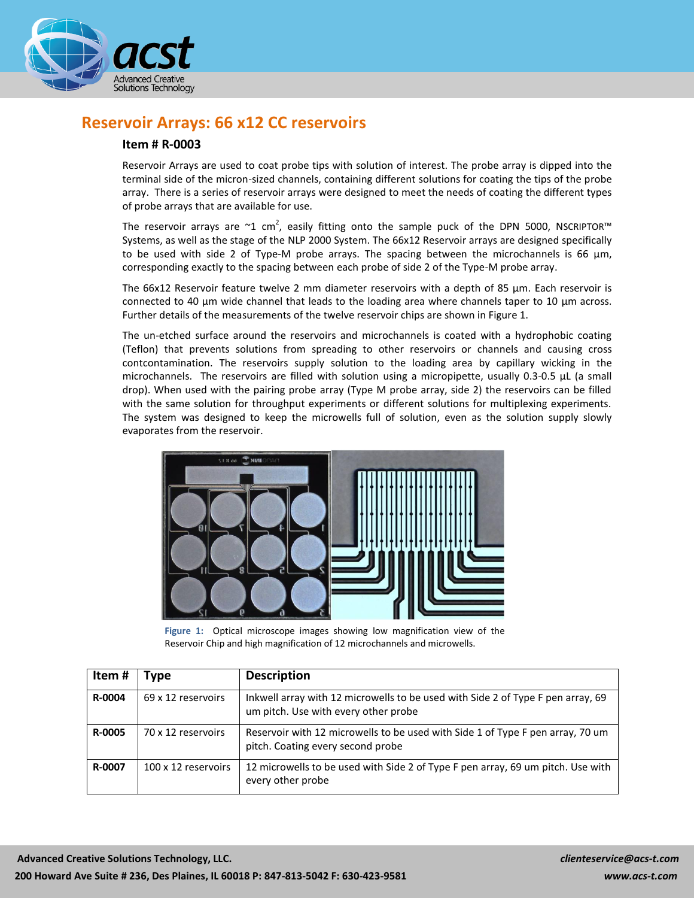## Reservoir Arrays: 66 x12 CC reservoirs

### Item # R-0003

Reservoir Arrays are used to coat probe tips with solution of interest. The probe array is dipped into the terminal side of the micron-sized channels, containing different solutions for coating the tips of the probe array. There is a series of reservoir arrays were designed to meet the needs of coating the different types of probe arrays that are available for use.

The reservoir arrays are ~1 $cm^2$, easily fitting onto the sample puck of the DPN 5000, NSCRIPTOR™ Systems, as well as the stage of the NLP 2000 System. The 66x12 Reservoir arrays are designed specifically to be used with side 2 of Type-M probe arrays. The spacing between the microchannels is 66 µm, corresponding exactly to the spacing between each probe of side 2 of the Type-M probe array.

The 66x12 Reservoir feature twelve 2 mm diameter reservoirs with a depth of 85 µm. Each reservoir is connected to 40 µm wide channel that leads to the loading area where channels taper to 10 µm across. Further details of the measurements of the twelve reservoir chips are shown in Figure 1.

The un-etched surface around the reservoirs and microchannels is coated with a hydrophobic coating (Teflon) that prevents solutions from spreading to other reservoirs or channels and causing cross contcontamination. The reservoirs supply solution to the loading area by capillary wicking in the microchannels. The reservoirs are filled with solution using a micropipette, usually 0.3-0.5 µL (a small drop). When used with the pairing probe array (Type M probe array, side 2) the reservoirs can be filled with the same solution for throughput experiments or different solutions for multiplexing experiments. The system was designed to keep the microwells full of solution, even as the solution supply slowly evaporates from the reservoir.

**Figure 1:** Optical microscope images showing low magnification view of the Reservoir Chip and high magnification of 12 microchannels and microwells.

| Item # | Type | Description |
|---|---|---|
| **R-0004** | 69 x 12 reservoirs | Inkwell array with 12 microwells to be used with Side 2 of Type F pen array, 69 um pitch. Use with every other probe |
| **R-0005** | 70 x 12 reservoirs | Reservoir with 12 microwells to be used with Side 1 of Type F pen array, 70 um pitch. Coating every second probe |
| **R-0007** | 100 x 12 reservoirs | 12 microwells to be used with Side 2 of Type F pen array, 69 um pitch. Use with every other probe |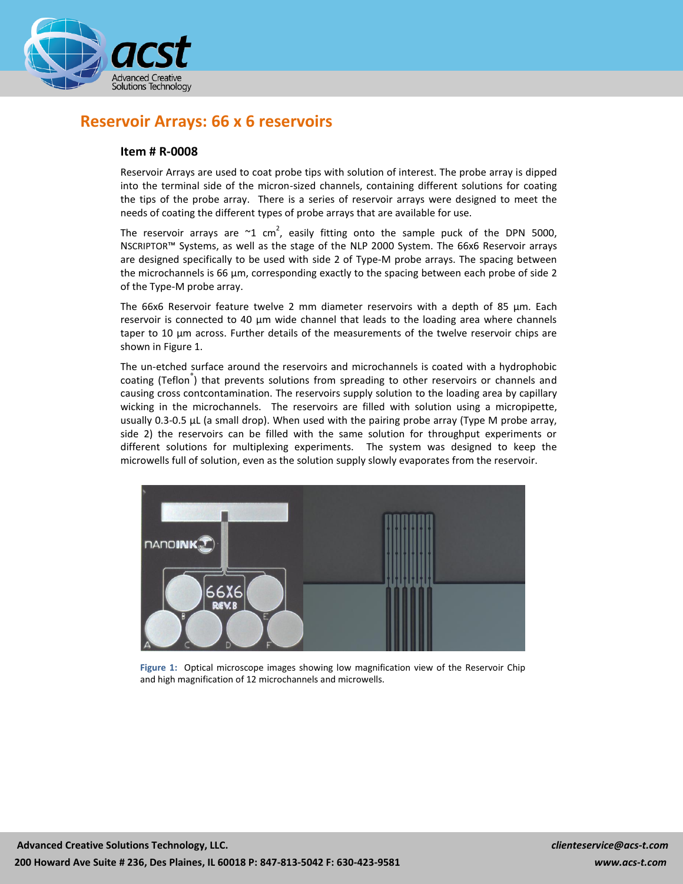## Reservoir Arrays: 66 x 6 reservoirs

### Item # R-0008

Reservoir Arrays are used to coat probe tips with solution of interest. The probe array is dipped into the terminal side of the micron-sized channels, containing different solutions for coating the tips of the probe array. There is a series of reservoir arrays were designed to meet the needs of coating the different types of probe arrays that are available for use.

The reservoir arrays are ~1 $cm^2$, easily fitting onto the sample puck of the DPN 5000, NSCRIPTOR™ Systems, as well as the stage of the NLP 2000 System. The 66x6 Reservoir arrays are designed specifically to be used with side 2 of Type-M probe arrays. The spacing between the microchannels is 66 µm, corresponding exactly to the spacing between each probe of side 2 of the Type-M probe array.

The 66x6 Reservoir feature twelve 2 mm diameter reservoirs with a depth of 85 µm. Each reservoir is connected to 40 µm wide channel that leads to the loading area where channels taper to 10 µm across. Further details of the measurements of the twelve reservoir chips are shown in Figure 1.

The un-etched surface around the reservoirs and microchannels is coated with a hydrophobic coating (Teflon®) that prevents solutions from spreading to other reservoirs or channels and causing cross contcontamination. The reservoirs supply solution to the loading area by capillary wicking in the microchannels. The reservoirs are filled with solution using a micropipette, usually 0.3-0.5 µL (a small drop). When used with the pairing probe array (Type M probe array, side 2) the reservoirs can be filled with the same solution for throughput experiments or different solutions for multiplexing experiments. The system was designed to keep the microwells full of solution, even as the solution supply slowly evaporates from the reservoir.

**Figure 1:** Optical microscope images showing low magnification view of the Reservoir Chip and high magnification of 12 microchannels and microwells.

**Advanced Creative Solutions Technology, LLC.**
**200 Howard Ave Suite # 236, Des Plaines, IL 60018 P: 847-813-5042 F: 630-423-9581**
***clienteservice@acs-t.com***
***www.acs-t.com***